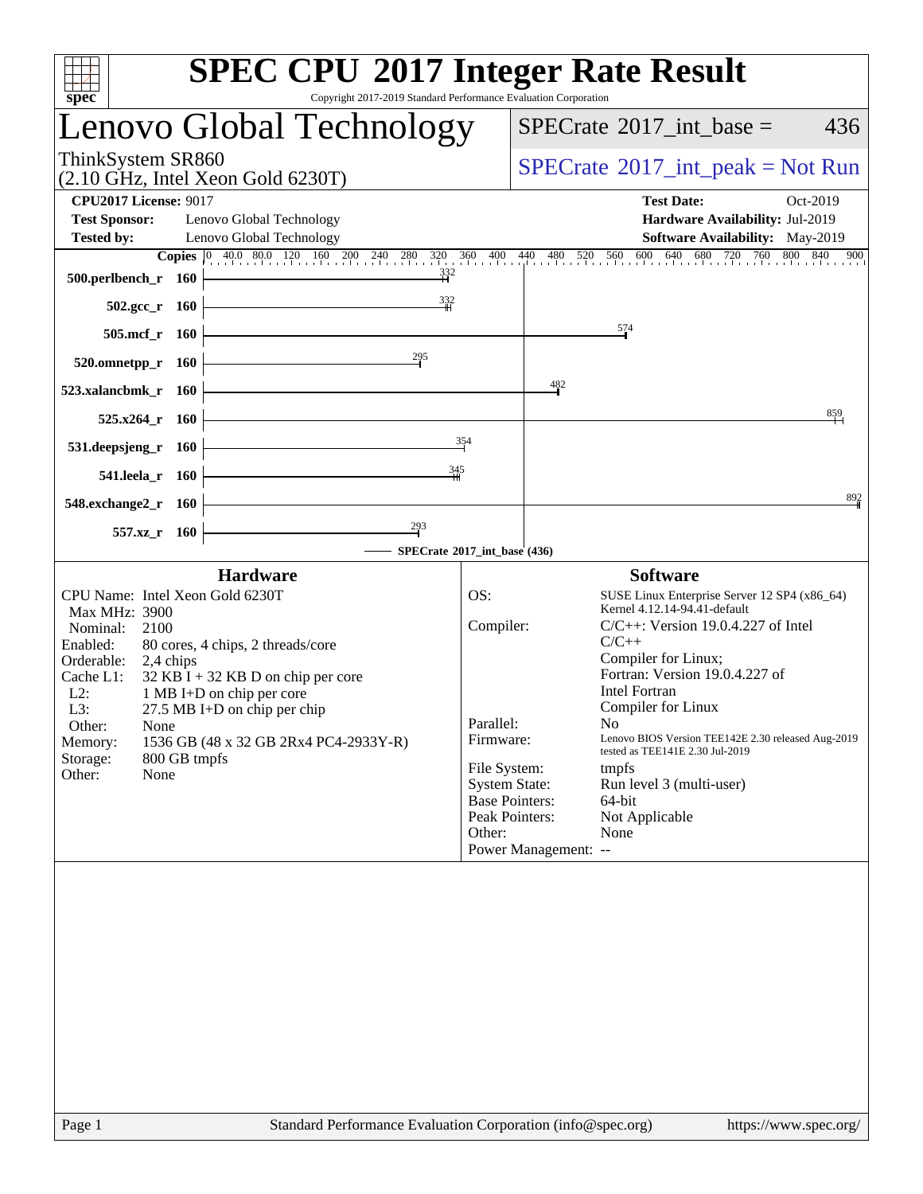# SPEC CPU 2017 Integer Rate Result

Copyright 2017-2019 Standard Performance Evaluation Corporation

## Lenovo Global Technology

ThinkSystem SR860
(2.10 GHz, Intel Xeon Gold 6230T)

SPECrate 2017_int_base = 436

SPECrate 2017_int_peak = Not Run

**CPU2017 License:** 9017
**Test Sponsor:** Lenovo Global Technology
**Tested by:** Lenovo Global Technology

**Test Date:** Oct-2019
**Hardware Availability:** Jul-2019
**Software Availability:** May-2019

| Benchmark | Copies | SPECrate 2017_int_base |
|---|---|---|
| 500.perlbench_r | 160 | 332 |
| 502.gcc_r | 160 | 332 |
| 505.mcf_r | 160 | 574 |
| 520.omnetpp_r | 160 | 295 |
| 523.xalancbmk_r | 160 | 482 |
| 525.x264_r | 160 | 859 |
| 531.deepsjeng_r | 160 | 354 |
| 541.leela_r | 160 | 345 |
| 548.exchange2_r | 160 | 892 |
| 557.xz_r | 160 | 293 |

SPECrate 2017_int_base (436)

### Hardware

- CPU Name: Intel Xeon Gold 6230T
- Max MHz: 3900
- Nominal: 2100
- Enabled: 80 cores, 4 chips, 2 threads/core
- Orderable: 2,4 chips
- Cache L1: 32 KB I + 32 KB D on chip per core
- L2: 1 MB I+D on chip per core
- L3: 27.5 MB I+D on chip per chip
- Other: None
- Memory: 1536 GB (48 x 32 GB 2Rx4 PC4-2933Y-R)
- Storage: 800 GB tmpfs
- Other: None

### Software

- OS: SUSE Linux Enterprise Server 12 SP4 (x86_64) Kernel 4.12.14-94.41-default
- Compiler: C/C++: Version 19.0.4.227 of Intel C/C++ Compiler for Linux; Fortran: Version 19.0.4.227 of Intel Fortran Compiler for Linux
- Parallel: No
- Firmware: Lenovo BIOS Version TEE142E 2.30 released Aug-2019 tested as TEE141E 2.30 Jul-2019
- File System: tmpfs
- System State: Run level 3 (multi-user)
- Base Pointers: 64-bit
- Peak Pointers: Not Applicable
- Other: None
- Power Management: --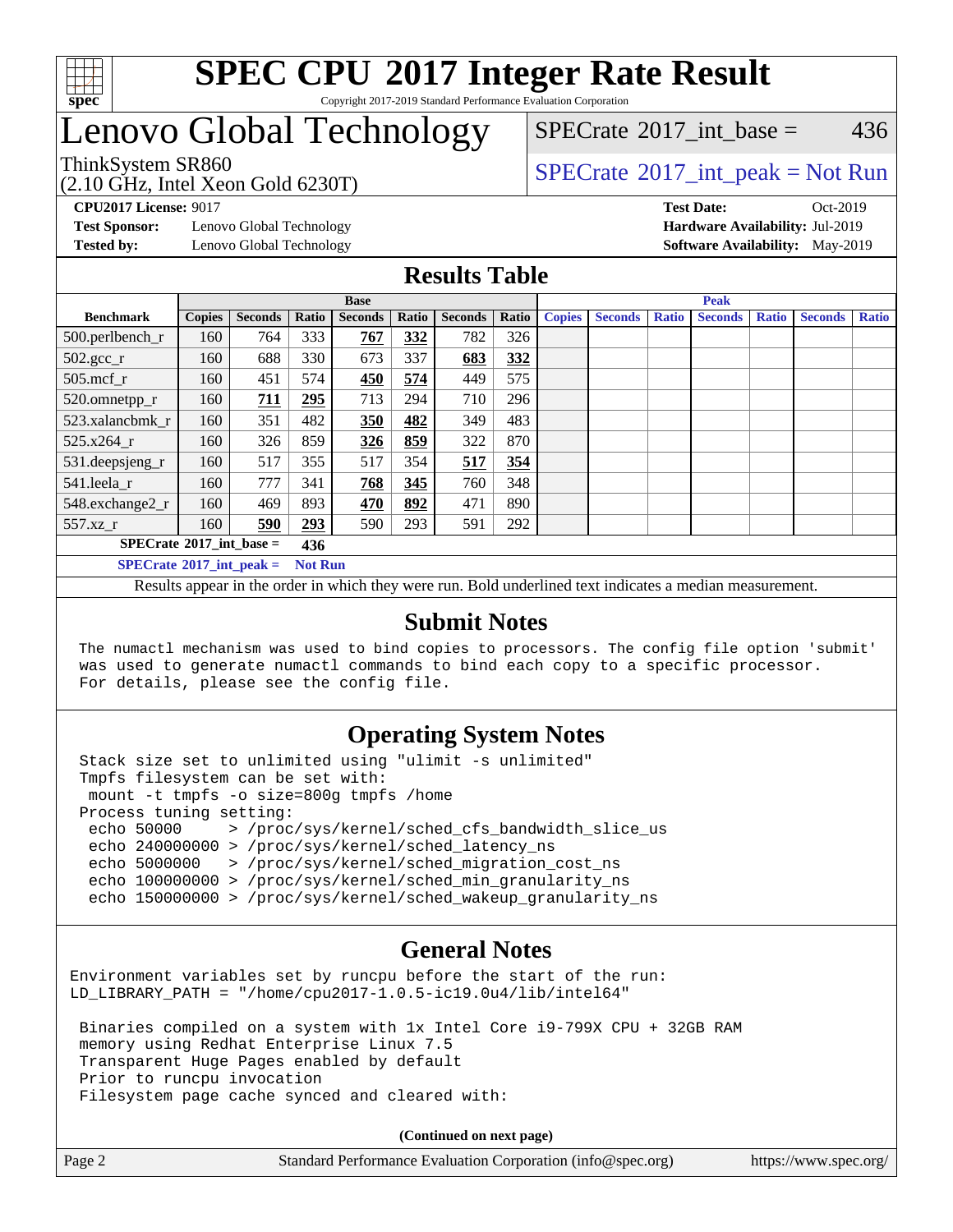# SPEC CPU 2017 Integer Rate Result

Copyright 2017-2019 Standard Performance Evaluation Corporation

## Lenovo Global Technology

ThinkSystem SR860
(2.10 GHz, Intel Xeon Gold 6230T)

SPECrate 2017_int_base = 436

SPECrate 2017_int_peak = Not Run

**CPU2017 License:** 9017
**Test Sponsor:** Lenovo Global Technology
**Tested by:** Lenovo Global Technology

**Test Date:** Oct-2019
**Hardware Availability:** Jul-2019
**Software Availability:** May-2019

## Results Table

| Benchmark | Base | | | | | | | Peak | | | | | | |
|---|---|---|---|---|---|---|---|---|---|---|---|---|---|---|
| | Copies | Seconds | Ratio | Seconds | Ratio | Seconds | Ratio | Copies | Seconds | Ratio | Seconds | Ratio | Seconds | Ratio |
| 500.perlbench_r | 160 | 764 | 333 | **767** | **332** | 782 | 326 | | | | | | | |
| 502.gcc_r | 160 | 688 | 330 | 673 | 337 | **683** | **332** | | | | | | | |
| 505.mcf_r | 160 | 451 | 574 | **450** | **574** | 449 | 575 | | | | | | | |
| 520.omnetpp_r | 160 | **711** | **295** | 713 | 294 | 710 | 296 | | | | | | | |
| 523.xalancbmk_r | 160 | 351 | 482 | **350** | **482** | 349 | 483 | | | | | | | |
| 525.x264_r | 160 | 326 | 859 | **326** | **859** | 322 | 870 | | | | | | | |
| 531.deepsjeng_r | 160 | 517 | 355 | 517 | 354 | **517** | **354** | | | | | | | |
| 541.leela_r | 160 | 777 | 341 | **768** | **345** | 760 | 348 | | | | | | | |
| 548.exchange2_r | 160 | 469 | 893 | **470** | **892** | 471 | 890 | | | | | | | |
| 557.xz_r | 160 | **590** | **293** | 590 | 293 | 591 | 292 | | | | | | | |

**SPECrate 2017_int_base = 436**

**SPECrate 2017_int_peak = Not Run**

Results appear in the order in which they were run. Bold underlined text indicates a median measurement.

## Submit Notes

```
The numactl mechanism was used to bind copies to processors. The config file option 'submit'
was used to generate numactl commands to bind each copy to a specific processor.
For details, please see the config file.
```

## Operating System Notes

```
Stack size set to unlimited using "ulimit -s unlimited"
Tmpfs filesystem can be set with:
 mount -t tmpfs -o size=800g tmpfs /home
Process tuning setting:
 echo 50000     > /proc/sys/kernel/sched_cfs_bandwidth_slice_us
 echo 240000000 > /proc/sys/kernel/sched_latency_ns
 echo 5000000   > /proc/sys/kernel/sched_migration_cost_ns
 echo 100000000 > /proc/sys/kernel/sched_min_granularity_ns
 echo 150000000 > /proc/sys/kernel/sched_wakeup_granularity_ns
```

## General Notes

```
Environment variables set by runcpu before the start of the run:
LD_LIBRARY_PATH = "/home/cpu2017-1.0.5-ic19.0u4/lib/intel64"

 Binaries compiled on a system with 1x Intel Core i9-799X CPU + 32GB RAM
 memory using Redhat Enterprise Linux 7.5
 Transparent Huge Pages enabled by default
 Prior to runcpu invocation
 Filesystem page cache synced and cleared with:
```

**(Continued on next page)**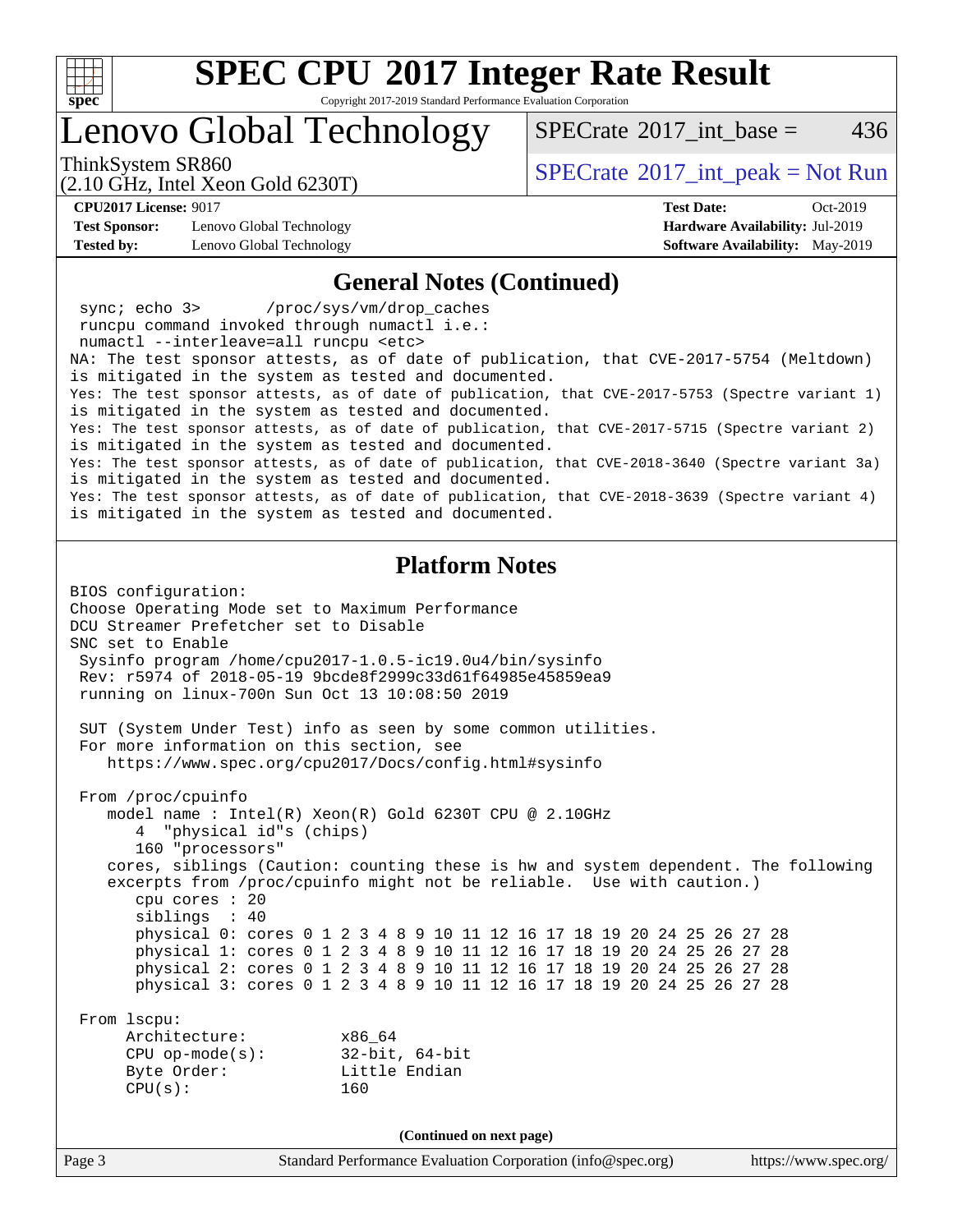## General Notes (Continued)

```
 sync; echo 3>       /proc/sys/vm/drop_caches
 runcpu command invoked through numactl i.e.:
 numactl --interleave=all runcpu <etc>
NA: The test sponsor attests, as of date of publication, that CVE-2017-5754 (Meltdown)
is mitigated in the system as tested and documented.
Yes: The test sponsor attests, as of date of publication, that CVE-2017-5753 (Spectre variant 1)
is mitigated in the system as tested and documented.
Yes: The test sponsor attests, as of date of publication, that CVE-2017-5715 (Spectre variant 2)
is mitigated in the system as tested and documented.
Yes: The test sponsor attests, as of date of publication, that CVE-2018-3640 (Spectre variant 3a)
is mitigated in the system as tested and documented.
Yes: The test sponsor attests, as of date of publication, that CVE-2018-3639 (Spectre variant 4)
is mitigated in the system as tested and documented.
```

## Platform Notes

```
BIOS configuration:
Choose Operating Mode set to Maximum Performance
DCU Streamer Prefetcher set to Disable
SNC set to Enable
 Sysinfo program /home/cpu2017-1.0.5-ic19.0u4/bin/sysinfo
 Rev: r5974 of 2018-05-19 9bcde8f2999c33d61f64985e45859ea9
 running on linux-700n Sun Oct 13 10:08:50 2019

 SUT (System Under Test) info as seen by some common utilities.
 For more information on this section, see
    https://www.spec.org/cpu2017/Docs/config.html#sysinfo

 From /proc/cpuinfo
    model name : Intel(R) Xeon(R) Gold 6230T CPU @ 2.10GHz
       4  "physical id"s (chips)
       160 "processors"
    cores, siblings (Caution: counting these is hw and system dependent. The following
    excerpts from /proc/cpuinfo might not be reliable.  Use with caution.)
       cpu cores : 20
       siblings  : 40
       physical 0: cores 0 1 2 3 4 8 9 10 11 12 16 17 18 19 20 24 25 26 27 28
       physical 1: cores 0 1 2 3 4 8 9 10 11 12 16 17 18 19 20 24 25 26 27 28
       physical 2: cores 0 1 2 3 4 8 9 10 11 12 16 17 18 19 20 24 25 26 27 28
       physical 3: cores 0 1 2 3 4 8 9 10 11 12 16 17 18 19 20 24 25 26 27 28

 From lscpu:
     Architecture:          x86_64
     CPU op-mode(s):        32-bit, 64-bit
     Byte Order:            Little Endian
     CPU(s):                160
```

**(Continued on next page)**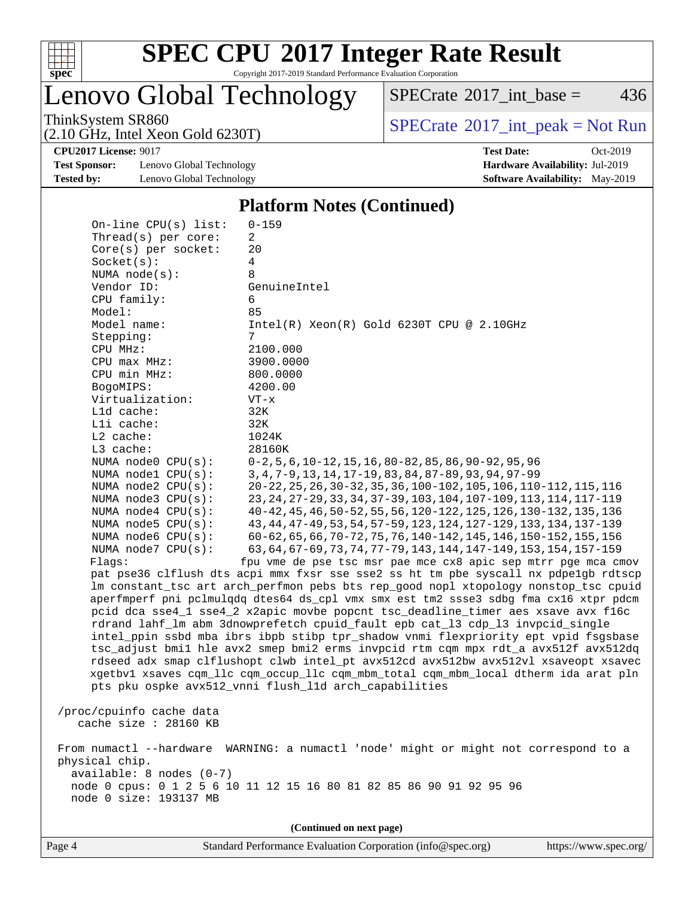# SPEC CPU 2017 Integer Rate Result

Copyright 2017-2019 Standard Performance Evaluation Corporation

## Lenovo Global Technology

ThinkSystem SR860
(2.10 GHz, Intel Xeon Gold 6230T)

SPECrate 2017_int_base = 436

SPECrate 2017_int_peak = Not Run

**CPU2017 License:** 9017
**Test Sponsor:** Lenovo Global Technology
**Tested by:** Lenovo Global Technology

**Test Date:** Oct-2019
**Hardware Availability:** Jul-2019
**Software Availability:** May-2019

### Platform Notes (Continued)

```
     On-line CPU(s) list:   0-159
     Thread(s) per core:    2
     Core(s) per socket:    20
     Socket(s):             4
     NUMA node(s):          8
     Vendor ID:             GenuineIntel
     CPU family:            6
     Model:                 85
     Model name:            Intel(R) Xeon(R) Gold 6230T CPU @ 2.10GHz
     Stepping:              7
     CPU MHz:               2100.000
     CPU max MHz:           3900.0000
     CPU min MHz:           800.0000
     BogoMIPS:              4200.00
     Virtualization:        VT-x
     L1d cache:             32K
     L1i cache:             32K
     L2 cache:              1024K
     L3 cache:              28160K
     NUMA node0 CPU(s):     0-2,5,6,10-12,15,16,80-82,85,86,90-92,95,96
     NUMA node1 CPU(s):     3,4,7-9,13,14,17-19,83,84,87-89,93,94,97-99
     NUMA node2 CPU(s):     20-22,25,26,30-32,35,36,100-102,105,106,110-112,115,116
     NUMA node3 CPU(s):     23,24,27-29,33,34,37-39,103,104,107-109,113,114,117-119
     NUMA node4 CPU(s):     40-42,45,46,50-52,55,56,120-122,125,126,130-132,135,136
     NUMA node5 CPU(s):     43,44,47-49,53,54,57-59,123,124,127-129,133,134,137-139
     NUMA node6 CPU(s):     60-62,65,66,70-72,75,76,140-142,145,146,150-152,155,156
     NUMA node7 CPU(s):     63,64,67-69,73,74,77-79,143,144,147-149,153,154,157-159
     Flags:                 fpu vme de pse tsc msr pae mce cx8 apic sep mtrr pge mca cmov
     pat pse36 clflush dts acpi mmx fxsr sse sse2 ss ht tm pbe syscall nx pdpe1gb rdtscp
     lm constant_tsc art arch_perfmon pebs bts rep_good nopl xtopology nonstop_tsc cpuid
     aperfmperf pni pclmulqdq dtes64 ds_cpl vmx smx est tm2 ssse3 sdbg fma cx16 xtpr pdcm
     pcid dca sse4_1 sse4_2 x2apic movbe popcnt tsc_deadline_timer aes xsave avx f16c
     rdrand lahf_lm abm 3dnowprefetch cpuid_fault epb cat_l3 cdp_l3 invpcid_single
     intel_ppin ssbd mba ibrs ibpb stibp tpr_shadow vnmi flexpriority ept vpid fsgsbase
     tsc_adjust bmi1 hle avx2 smep bmi2 erms invpcid rtm cqm mpx rdt_a avx512f avx512dq
     rdseed adx smap clflushopt clwb intel_pt avx512cd avx512bw avx512vl xsaveopt xsavec
     xgetbv1 xsaves cqm_llc cqm_occup_llc cqm_mbm_total cqm_mbm_local dtherm ida arat pln
     pts pku ospke avx512_vnni flush_l1d arch_capabilities

 /proc/cpuinfo cache data
    cache size : 28160 KB

 From numactl --hardware  WARNING: a numactl 'node' might or might not correspond to a
 physical chip.
   available: 8 nodes (0-7)
   node 0 cpus: 0 1 2 5 6 10 11 12 15 16 80 81 82 85 86 90 91 92 95 96
   node 0 size: 193137 MB
```

(Continued on next page)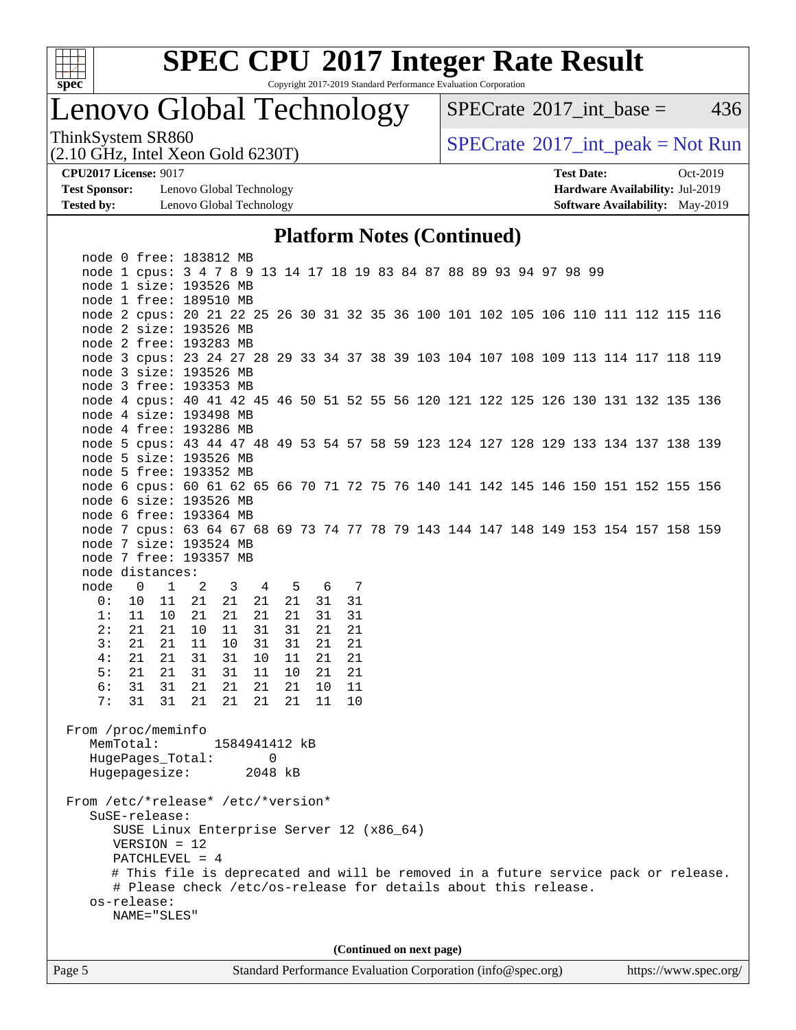## Platform Notes (Continued)

```
  node 0 free: 183812 MB
  node 1 cpus: 3 4 7 8 9 13 14 17 18 19 83 84 87 88 89 93 94 97 98 99
  node 1 size: 193526 MB
  node 1 free: 189510 MB
  node 2 cpus: 20 21 22 25 26 30 31 32 35 36 100 101 102 105 106 110 111 112 115 116
  node 2 size: 193526 MB
  node 2 free: 193283 MB
  node 3 cpus: 23 24 27 28 29 33 34 37 38 39 103 104 107 108 109 113 114 117 118 119
  node 3 size: 193526 MB
  node 3 free: 193353 MB
  node 4 cpus: 40 41 42 45 46 50 51 52 55 56 120 121 122 125 126 130 131 132 135 136
  node 4 size: 193498 MB
  node 4 free: 193286 MB
  node 5 cpus: 43 44 47 48 49 53 54 57 58 59 123 124 127 128 129 133 134 137 138 139
  node 5 size: 193526 MB
  node 5 free: 193352 MB
  node 6 cpus: 60 61 62 65 66 70 71 72 75 76 140 141 142 145 146 150 151 152 155 156
  node 6 size: 193526 MB
  node 6 free: 193364 MB
  node 7 cpus: 63 64 67 68 69 73 74 77 78 79 143 144 147 148 149 153 154 157 158 159
  node 7 size: 193524 MB
  node 7 free: 193357 MB
  node distances:
  node   0   1   2   3   4   5   6   7
    0:  10  11  21  21  21  21  31  31
    1:  11  10  21  21  21  21  31  31
    2:  21  21  10  11  31  31  21  21
    3:  21  21  11  10  31  31  21  21
    4:  21  21  31  31  10  11  21  21
    5:  21  21  31  31  11  10  21  21
    6:  31  31  21  21  21  21  10  11
    7:  31  31  21  21  21  21  11  10

From /proc/meminfo
   MemTotal:       1584941412 kB
   HugePages_Total:       0
   Hugepagesize:       2048 kB

From /etc/*release* /etc/*version*
   SuSE-release:
      SUSE Linux Enterprise Server 12 (x86_64)
      VERSION = 12
      PATCHLEVEL = 4
      # This file is deprecated and will be removed in a future service pack or release.
      # Please check /etc/os-release for details about this release.
   os-release:
      NAME="SLES"
```

(Continued on next page)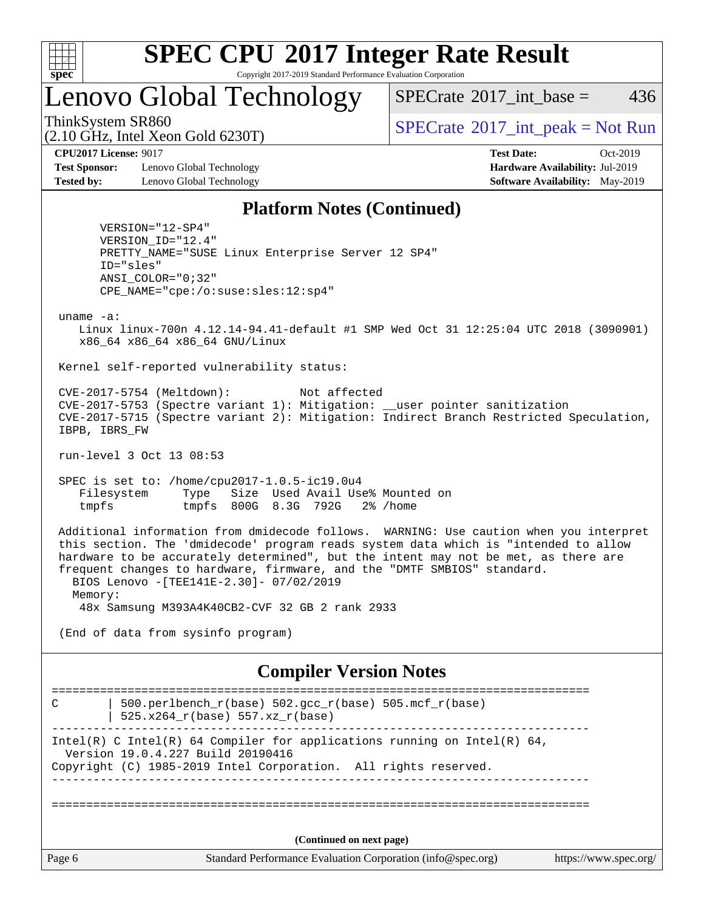# SPEC CPU 2017 Integer Rate Result

Copyright 2017-2019 Standard Performance Evaluation Corporation

## Lenovo Global Technology

ThinkSystem SR860
(2.10 GHz, Intel Xeon Gold 6230T)

SPECrate 2017_int_base = 436

SPECrate 2017_int_peak = Not Run

**CPU2017 License:** 9017
**Test Sponsor:** Lenovo Global Technology
**Tested by:** Lenovo Global Technology

**Test Date:** Oct-2019
**Hardware Availability:** Jul-2019
**Software Availability:** May-2019

### Platform Notes (Continued)

```
      VERSION="12-SP4"
      VERSION_ID="12.4"
      PRETTY_NAME="SUSE Linux Enterprise Server 12 SP4"
      ID="sles"
      ANSI_COLOR="0;32"
      CPE_NAME="cpe:/o:suse:sles:12:sp4"

 uname -a:
    Linux linux-700n 4.12.14-94.41-default #1 SMP Wed Oct 31 12:25:04 UTC 2018 (3090901)
    x86_64 x86_64 x86_64 GNU/Linux

 Kernel self-reported vulnerability status:

 CVE-2017-5754 (Meltdown):          Not affected
 CVE-2017-5753 (Spectre variant 1): Mitigation: __user pointer sanitization
 CVE-2017-5715 (Spectre variant 2): Mitigation: Indirect Branch Restricted Speculation,
 IBPB, IBRS_FW

 run-level 3 Oct 13 08:53

 SPEC is set to: /home/cpu2017-1.0.5-ic19.0u4
    Filesystem     Type   Size  Used Avail Use% Mounted on
    tmpfs          tmpfs  800G  8.3G  792G   2% /home

 Additional information from dmidecode follows.  WARNING: Use caution when you interpret
 this section. The 'dmidecode' program reads system data which is "intended to allow
 hardware to be accurately determined", but the intent may not be met, as there are
 frequent changes to hardware, firmware, and the "DMTF SMBIOS" standard.
   BIOS Lenovo -[TEE141E-2.30]- 07/02/2019
   Memory:
    48x Samsung M393A4K40CB2-CVF 32 GB 2 rank 2933

 (End of data from sysinfo program)
```

### Compiler Version Notes

```
==============================================================================
C       | 500.perlbench_r(base) 502.gcc_r(base) 505.mcf_r(base)
        | 525.x264_r(base) 557.xz_r(base)
------------------------------------------------------------------------------
Intel(R) C Intel(R) 64 Compiler for applications running on Intel(R) 64,
  Version 19.0.4.227 Build 20190416
Copyright (C) 1985-2019 Intel Corporation.  All rights reserved.
------------------------------------------------------------------------------

==============================================================================
```

**(Continued on next page)**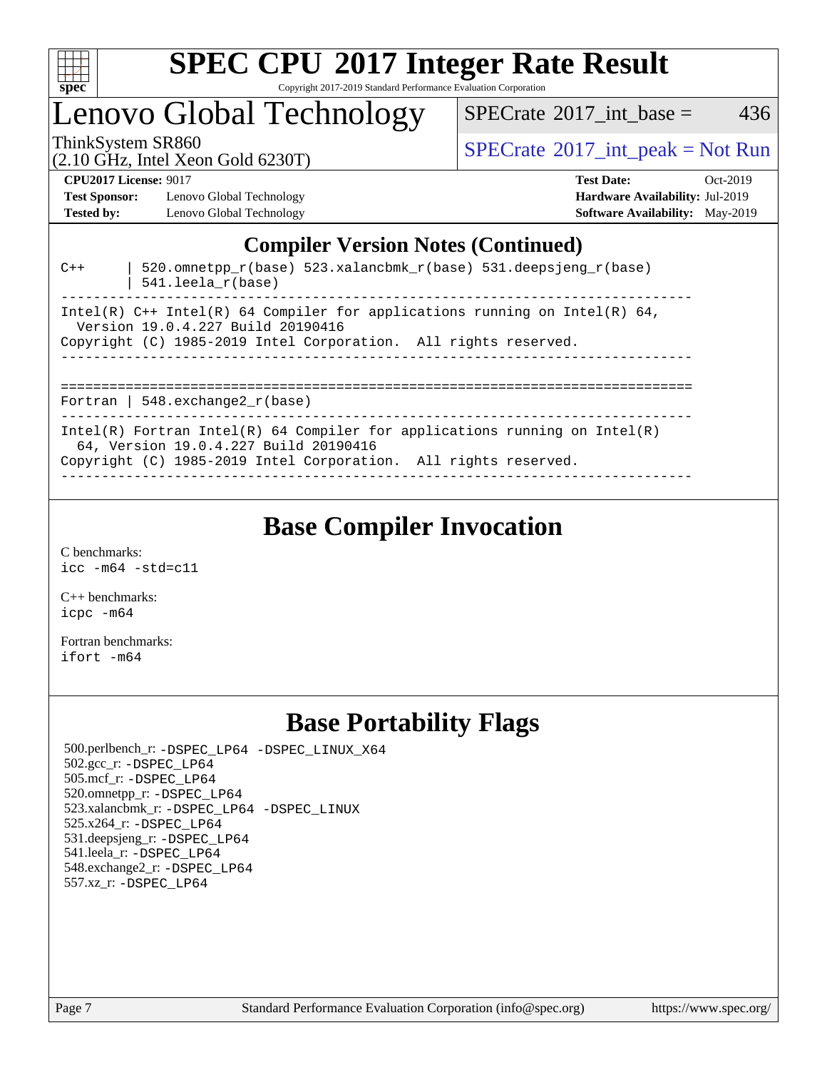# SPEC CPU 2017 Integer Rate Result

Copyright 2017-2019 Standard Performance Evaluation Corporation

## Lenovo Global Technology

ThinkSystem SR860
(2.10 GHz, Intel Xeon Gold 6230T)

SPECrate 2017_int_base = 436

SPECrate 2017_int_peak = Not Run

**CPU2017 License:** 9017
**Test Sponsor:** Lenovo Global Technology
**Tested by:** Lenovo Global Technology

**Test Date:** Oct-2019
**Hardware Availability:** Jul-2019
**Software Availability:** May-2019

## Compiler Version Notes (Continued)

```
C++     | 520.omnetpp_r(base) 523.xalancbmk_r(base) 531.deepsjeng_r(base)
        | 541.leela_r(base)
------------------------------------------------------------------------------
Intel(R) C++ Intel(R) 64 Compiler for applications running on Intel(R) 64,
  Version 19.0.4.227 Build 20190416
Copyright (C) 1985-2019 Intel Corporation.  All rights reserved.
------------------------------------------------------------------------------

==============================================================================
Fortran | 548.exchange2_r(base)
------------------------------------------------------------------------------
Intel(R) Fortran Intel(R) 64 Compiler for applications running on Intel(R)
  64, Version 19.0.4.227 Build 20190416
Copyright (C) 1985-2019 Intel Corporation.  All rights reserved.
------------------------------------------------------------------------------
```

## Base Compiler Invocation

C benchmarks:
`icc -m64 -std=c11`

C++ benchmarks:
`icpc -m64`

Fortran benchmarks:
`ifort -m64`

## Base Portability Flags

500.perlbench_r: `-DSPEC_LP64 -DSPEC_LINUX_X64`
502.gcc_r: `-DSPEC_LP64`
505.mcf_r: `-DSPEC_LP64`
520.omnetpp_r: `-DSPEC_LP64`
523.xalancbmk_r: `-DSPEC_LP64 -DSPEC_LINUX`
525.x264_r: `-DSPEC_LP64`
531.deepsjeng_r: `-DSPEC_LP64`
541.leela_r: `-DSPEC_LP64`
548.exchange2_r: `-DSPEC_LP64`
557.xz_r: `-DSPEC_LP64`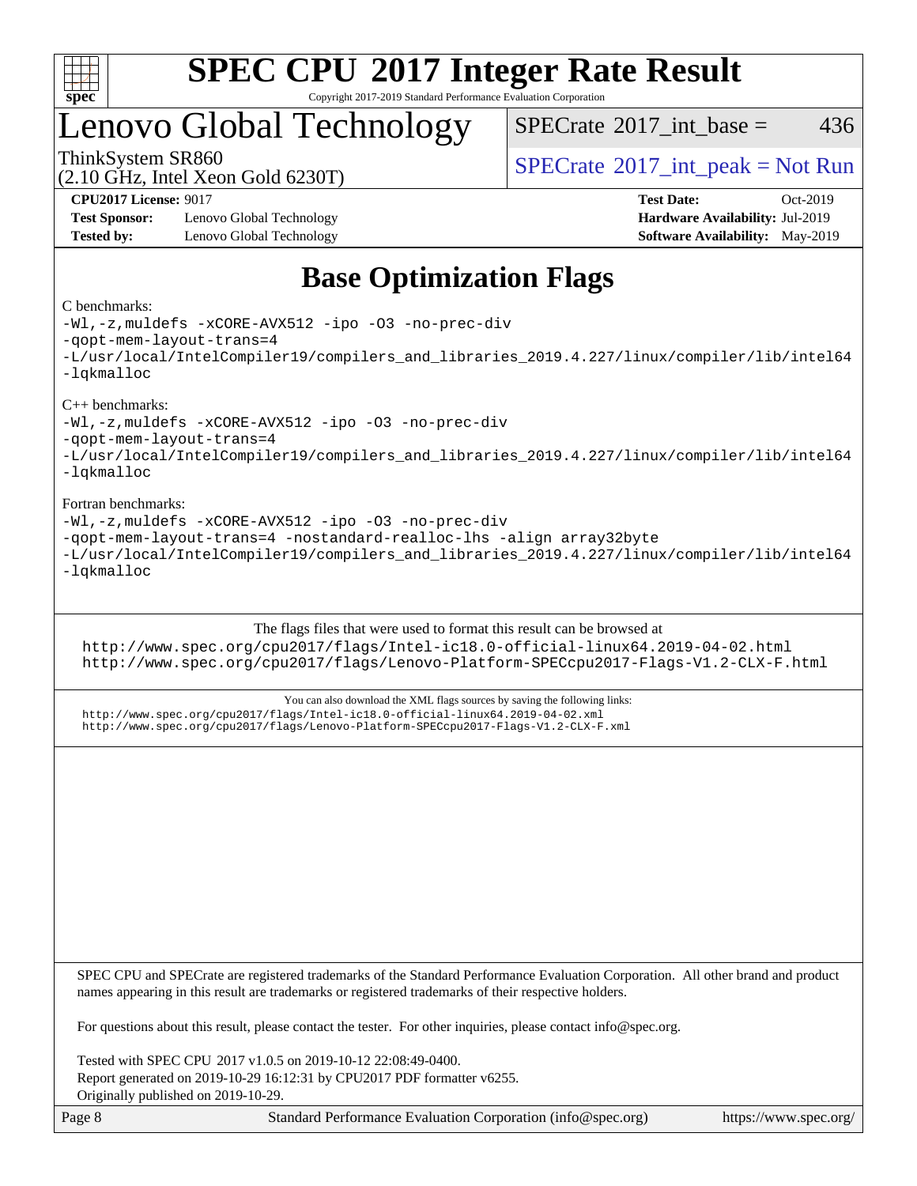# Base Optimization Flags

C benchmarks:

```
-Wl,-z,muldefs -xCORE-AVX512 -ipo -O3 -no-prec-div
-qopt-mem-layout-trans=4
-L/usr/local/IntelCompiler19/compilers_and_libraries_2019.4.227/linux/compiler/lib/intel64
-lqkmalloc
```

C++ benchmarks:

```
-Wl,-z,muldefs -xCORE-AVX512 -ipo -O3 -no-prec-div
-qopt-mem-layout-trans=4
-L/usr/local/IntelCompiler19/compilers_and_libraries_2019.4.227/linux/compiler/lib/intel64
-lqkmalloc
```

Fortran benchmarks:

```
-Wl,-z,muldefs -xCORE-AVX512 -ipo -O3 -no-prec-div
-qopt-mem-layout-trans=4 -nostandard-realloc-lhs -align array32byte
-L/usr/local/IntelCompiler19/compilers_and_libraries_2019.4.227/linux/compiler/lib/intel64
-lqkmalloc
```

The flags files that were used to format this result can be browsed at

http://www.spec.org/cpu2017/flags/Intel-ic18.0-official-linux64.2019-04-02.html
http://www.spec.org/cpu2017/flags/Lenovo-Platform-SPECcpu2017-Flags-V1.2-CLX-F.html

You can also download the XML flags sources by saving the following links:

http://www.spec.org/cpu2017/flags/Intel-ic18.0-official-linux64.2019-04-02.xml
http://www.spec.org/cpu2017/flags/Lenovo-Platform-SPECcpu2017-Flags-V1.2-CLX-F.xml

SPEC CPU and SPECrate are registered trademarks of the Standard Performance Evaluation Corporation. All other brand and product names appearing in this result are trademarks or registered trademarks of their respective holders.

For questions about this result, please contact the tester. For other inquiries, please contact info@spec.org.

Tested with SPEC CPU 2017 v1.0.5 on 2019-10-12 22:08:49-0400.
Report generated on 2019-10-29 16:12:31 by CPU2017 PDF formatter v6255.
Originally published on 2019-10-29.